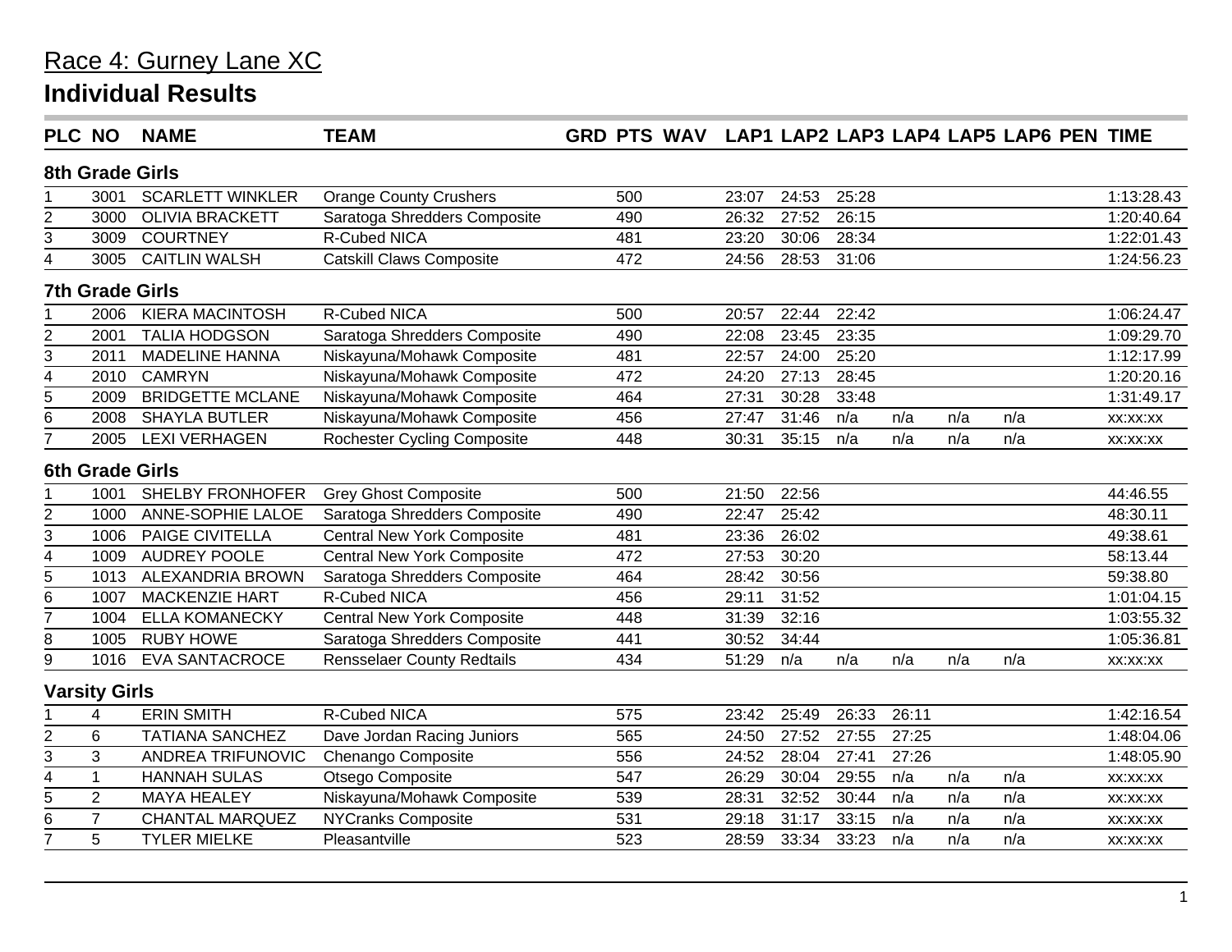# Race 4: Gurney Lane XC

## Individual Results

| PLC | NO | NAME | TEAM | GRD | PTS | WAV | LAP1 | LAP2 | LAP3 | LAP4 | LAP5 | LAP6 | PEN | TIME |
|---|---|---|---|---|---|---|---|---|---|---|---|---|---|---|
| **8th Grade Girls** | | | | | | | | | | | | | | |
| 1 | 3001 | SCARLETT WINKLER | Orange County Crushers | | 500 | | 23:07 | 24:53 | 25:28 | | | | | 1:13:28.43 |
| 2 | 3000 | OLIVIA BRACKETT | Saratoga Shredders Composite | | 490 | | 26:32 | 27:52 | 26:15 | | | | | 1:20:40.64 |
| 3 | 3009 | COURTNEY | R-Cubed NICA | | 481 | | 23:20 | 30:06 | 28:34 | | | | | 1:22:01.43 |
| 4 | 3005 | CAITLIN WALSH | Catskill Claws Composite | | 472 | | 24:56 | 28:53 | 31:06 | | | | | 1:24:56.23 |
| **7th Grade Girls** | | | | | | | | | | | | | | |
| 1 | 2006 | KIERA MACINTOSH | R-Cubed NICA | | 500 | | 20:57 | 22:44 | 22:42 | | | | | 1:06:24.47 |
| 2 | 2001 | TALIA HODGSON | Saratoga Shredders Composite | | 490 | | 22:08 | 23:45 | 23:35 | | | | | 1:09:29.70 |
| 3 | 2011 | MADELINE HANNA | Niskayuna/Mohawk Composite | | 481 | | 22:57 | 24:00 | 25:20 | | | | | 1:12:17.99 |
| 4 | 2010 | CAMRYN | Niskayuna/Mohawk Composite | | 472 | | 24:20 | 27:13 | 28:45 | | | | | 1:20:20.16 |
| 5 | 2009 | BRIDGETTE MCLANE | Niskayuna/Mohawk Composite | | 464 | | 27:31 | 30:28 | 33:48 | | | | | 1:31:49.17 |
| 6 | 2008 | SHAYLA BUTLER | Niskayuna/Mohawk Composite | | 456 | | 27:47 | 31:46 | n/a | n/a | n/a | n/a | | xx:xx:xx |
| 7 | 2005 | LEXI VERHAGEN | Rochester Cycling Composite | | 448 | | 30:31 | 35:15 | n/a | n/a | n/a | n/a | | xx:xx:xx |
| **6th Grade Girls** | | | | | | | | | | | | | | |
| 1 | 1001 | SHELBY FRONHOFER | Grey Ghost Composite | | 500 | | 21:50 | 22:56 | | | | | | 44:46.55 |
| 2 | 1000 | ANNE-SOPHIE LALOE | Saratoga Shredders Composite | | 490 | | 22:47 | 25:42 | | | | | | 48:30.11 |
| 3 | 1006 | PAIGE CIVITELLA | Central New York Composite | | 481 | | 23:36 | 26:02 | | | | | | 49:38.61 |
| 4 | 1009 | AUDREY POOLE | Central New York Composite | | 472 | | 27:53 | 30:20 | | | | | | 58:13.44 |
| 5 | 1013 | ALEXANDRIA BROWN | Saratoga Shredders Composite | | 464 | | 28:42 | 30:56 | | | | | | 59:38.80 |
| 6 | 1007 | MACKENZIE HART | R-Cubed NICA | | 456 | | 29:11 | 31:52 | | | | | | 1:01:04.15 |
| 7 | 1004 | ELLA KOMANECKY | Central New York Composite | | 448 | | 31:39 | 32:16 | | | | | | 1:03:55.32 |
| 8 | 1005 | RUBY HOWE | Saratoga Shredders Composite | | 441 | | 30:52 | 34:44 | | | | | | 1:05:36.81 |
| 9 | 1016 | EVA SANTACROCE | Rensselaer County Redtails | | 434 | | 51:29 | n/a | n/a | n/a | n/a | n/a | | xx:xx:xx |
| **Varsity Girls** | | | | | | | | | | | | | | |
| 1 | 4 | ERIN SMITH | R-Cubed NICA | | 575 | | 23:42 | 25:49 | 26:33 | 26:11 | | | | 1:42:16.54 |
| 2 | 6 | TATIANA SANCHEZ | Dave Jordan Racing Juniors | | 565 | | 24:50 | 27:52 | 27:55 | 27:25 | | | | 1:48:04.06 |
| 3 | 3 | ANDREA TRIFUNOVIC | Chenango Composite | | 556 | | 24:52 | 28:04 | 27:41 | 27:26 | | | | 1:48:05.90 |
| 4 | 1 | HANNAH SULAS | Otsego Composite | | 547 | | 26:29 | 30:04 | 29:55 | n/a | n/a | n/a | | xx:xx:xx |
| 5 | 2 | MAYA HEALEY | Niskayuna/Mohawk Composite | | 539 | | 28:31 | 32:52 | 30:44 | n/a | n/a | n/a | | xx:xx:xx |
| 6 | 7 | CHANTAL MARQUEZ | NYCranks Composite | | 531 | | 29:18 | 31:17 | 33:15 | n/a | n/a | n/a | | xx:xx:xx |
| 7 | 5 | TYLER MIELKE | Pleasantville | | 523 | | 28:59 | 33:34 | 33:23 | n/a | n/a | n/a | | xx:xx:xx |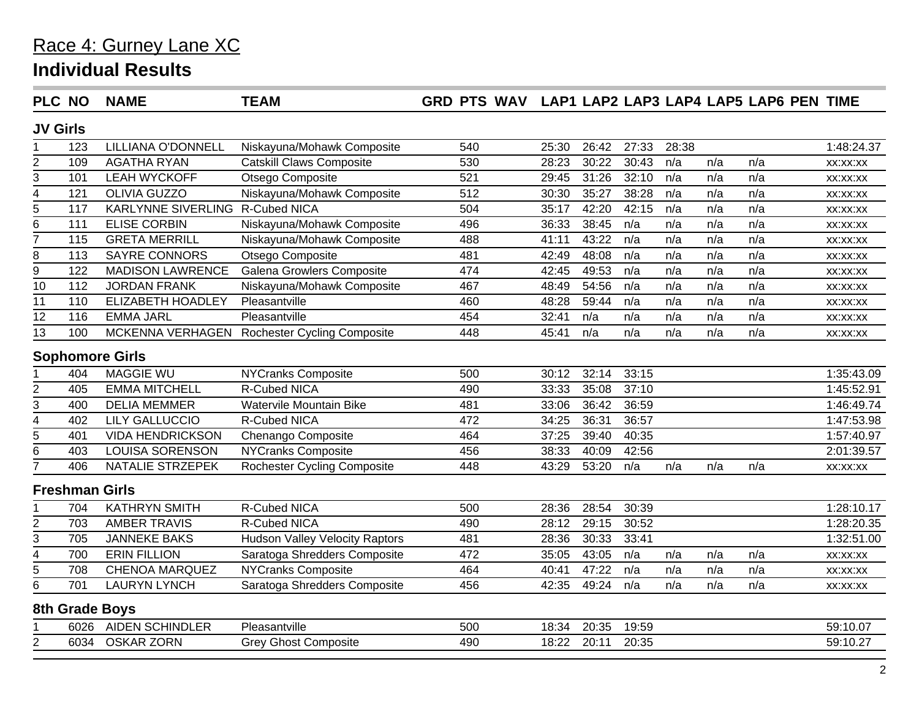## Race 4: Gurney Lane XC

# Individual Results

| PLC | NO | NAME | TEAM | GRD | PTS | WAV | LAP1 | LAP2 | LAP3 | LAP4 | LAP5 | LAP6 | PEN | TIME |
|---|---|---|---|---|---|---|---|---|---|---|---|---|---|---|
| **JV Girls** | | | | | | | | | | | | | | |
| 1 | 123 | LILLIANA O'DONNELL | Niskayuna/Mohawk Composite | | 540 | | 25:30 | 26:42 | 27:33 | 28:38 | | | | 1:48:24.37 |
| 2 | 109 | AGATHA RYAN | Catskill Claws Composite | | 530 | | 28:23 | 30:22 | 30:43 | n/a | n/a | n/a | | xx:xx:xx |
| 3 | 101 | LEAH WYCKOFF | Otsego Composite | | 521 | | 29:45 | 31:26 | 32:10 | n/a | n/a | n/a | | xx:xx:xx |
| 4 | 121 | OLIVIA GUZZO | Niskayuna/Mohawk Composite | | 512 | | 30:30 | 35:27 | 38:28 | n/a | n/a | n/a | | xx:xx:xx |
| 5 | 117 | KARLYNNE SIVERLING | R-Cubed NICA | | 504 | | 35:17 | 42:20 | 42:15 | n/a | n/a | n/a | | xx:xx:xx |
| 6 | 111 | ELISE CORBIN | Niskayuna/Mohawk Composite | | 496 | | 36:33 | 38:45 | n/a | n/a | n/a | n/a | | xx:xx:xx |
| 7 | 115 | GRETA MERRILL | Niskayuna/Mohawk Composite | | 488 | | 41:11 | 43:22 | n/a | n/a | n/a | n/a | | xx:xx:xx |
| 8 | 113 | SAYRE CONNORS | Otsego Composite | | 481 | | 42:49 | 48:08 | n/a | n/a | n/a | n/a | | xx:xx:xx |
| 9 | 122 | MADISON LAWRENCE | Galena Growlers Composite | | 474 | | 42:45 | 49:53 | n/a | n/a | n/a | n/a | | xx:xx:xx |
| 10 | 112 | JORDAN FRANK | Niskayuna/Mohawk Composite | | 467 | | 48:49 | 54:56 | n/a | n/a | n/a | n/a | | xx:xx:xx |
| 11 | 110 | ELIZABETH HOADLEY | Pleasantville | | 460 | | 48:28 | 59:44 | n/a | n/a | n/a | n/a | | xx:xx:xx |
| 12 | 116 | EMMA JARL | Pleasantville | | 454 | | 32:41 | n/a | n/a | n/a | n/a | n/a | | xx:xx:xx |
| 13 | 100 | MCKENNA VERHAGEN | Rochester Cycling Composite | | 448 | | 45:41 | n/a | n/a | n/a | n/a | n/a | | xx:xx:xx |
| **Sophomore Girls** | | | | | | | | | | | | | | |
| 1 | 404 | MAGGIE WU | NYCranks Composite | | 500 | | 30:12 | 32:14 | 33:15 | | | | | 1:35:43.09 |
| 2 | 405 | EMMA MITCHELL | R-Cubed NICA | | 490 | | 33:33 | 35:08 | 37:10 | | | | | 1:45:52.91 |
| 3 | 400 | DELIA MEMMER | Watervile Mountain Bike | | 481 | | 33:06 | 36:42 | 36:59 | | | | | 1:46:49.74 |
| 4 | 402 | LILY GALLUCCIO | R-Cubed NICA | | 472 | | 34:25 | 36:31 | 36:57 | | | | | 1:47:53.98 |
| 5 | 401 | VIDA HENDRICKSON | Chenango Composite | | 464 | | 37:25 | 39:40 | 40:35 | | | | | 1:57:40.97 |
| 6 | 403 | LOUISA SORENSON | NYCranks Composite | | 456 | | 38:33 | 40:09 | 42:56 | | | | | 2:01:39.57 |
| 7 | 406 | NATALIE STRZEPEK | Rochester Cycling Composite | | 448 | | 43:29 | 53:20 | n/a | n/a | n/a | n/a | | xx:xx:xx |
| **Freshman Girls** | | | | | | | | | | | | | | |
| 1 | 704 | KATHRYN SMITH | R-Cubed NICA | | 500 | | 28:36 | 28:54 | 30:39 | | | | | 1:28:10.17 |
| 2 | 703 | AMBER TRAVIS | R-Cubed NICA | | 490 | | 28:12 | 29:15 | 30:52 | | | | | 1:28:20.35 |
| 3 | 705 | JANNEKE BAKS | Hudson Valley Velocity Raptors | | 481 | | 28:36 | 30:33 | 33:41 | | | | | 1:32:51.00 |
| 4 | 700 | ERIN FILLION | Saratoga Shredders Composite | | 472 | | 35:05 | 43:05 | n/a | n/a | n/a | n/a | | xx:xx:xx |
| 5 | 708 | CHENOA MARQUEZ | NYCranks Composite | | 464 | | 40:41 | 47:22 | n/a | n/a | n/a | n/a | | xx:xx:xx |
| 6 | 701 | LAURYN LYNCH | Saratoga Shredders Composite | | 456 | | 42:35 | 49:24 | n/a | n/a | n/a | n/a | | xx:xx:xx |
| **8th Grade Boys** | | | | | | | | | | | | | | |
| 1 | 6026 | AIDEN SCHINDLER | Pleasantville | | 500 | | 18:34 | 20:35 | 19:59 | | | | | 59:10.07 |
| 2 | 6034 | OSKAR ZORN | Grey Ghost Composite | | 490 | | 18:22 | 20:11 | 20:35 | | | | | 59:10.27 |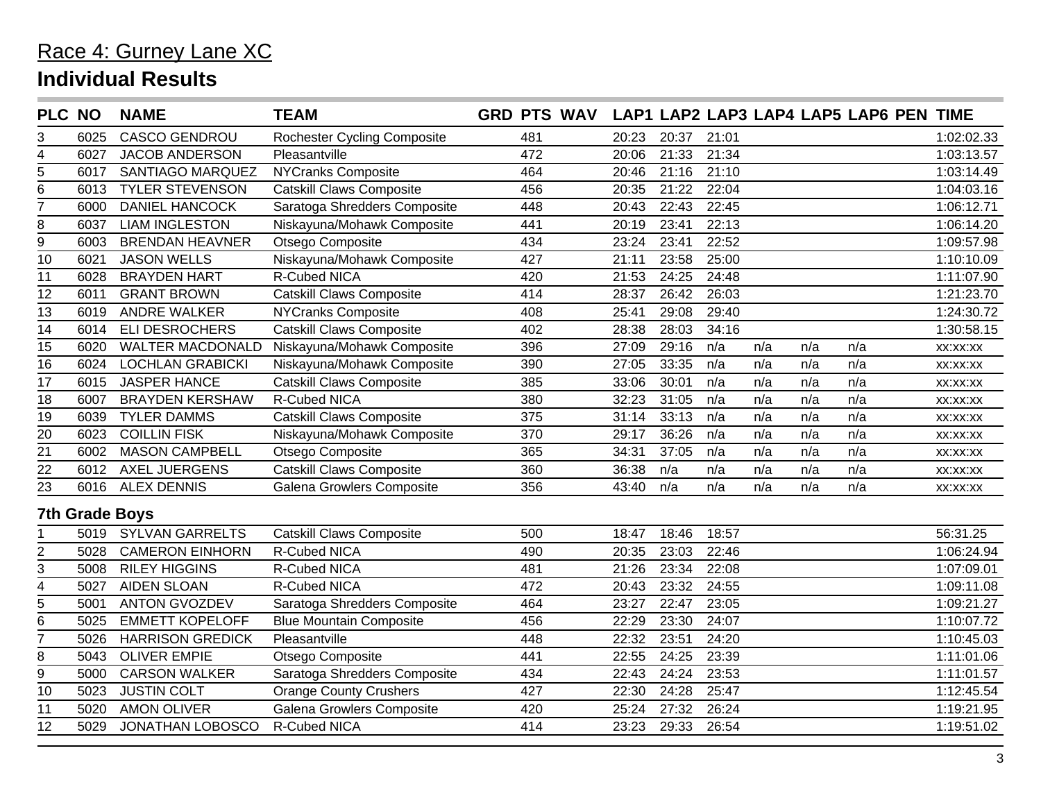# Race 4: Gurney Lane XC

## Individual Results

| PLC | NO | NAME | TEAM | GRD | PTS | WAV | LAP1 | LAP2 | LAP3 | LAP4 | LAP5 | LAP6 | PEN | TIME |
|---|---|---|---|---|---|---|---|---|---|---|---|---|---|---|
| 3 | 6025 | CASCO GENDROU | Rochester Cycling Composite | | 481 | | 20:23 | 20:37 | 21:01 | | | | | 1:02:02.33 |
| 4 | 6027 | JACOB ANDERSON | Pleasantville | | 472 | | 20:06 | 21:33 | 21:34 | | | | | 1:03:13.57 |
| 5 | 6017 | SANTIAGO MARQUEZ | NYCranks Composite | | 464 | | 20:46 | 21:16 | 21:10 | | | | | 1:03:14.49 |
| 6 | 6013 | TYLER STEVENSON | Catskill Claws Composite | | 456 | | 20:35 | 21:22 | 22:04 | | | | | 1:04:03.16 |
| 7 | 6000 | DANIEL HANCOCK | Saratoga Shredders Composite | | 448 | | 20:43 | 22:43 | 22:45 | | | | | 1:06:12.71 |
| 8 | 6037 | LIAM INGLESTON | Niskayuna/Mohawk Composite | | 441 | | 20:19 | 23:41 | 22:13 | | | | | 1:06:14.20 |
| 9 | 6003 | BRENDAN HEAVNER | Otsego Composite | | 434 | | 23:24 | 23:41 | 22:52 | | | | | 1:09:57.98 |
| 10 | 6021 | JASON WELLS | Niskayuna/Mohawk Composite | | 427 | | 21:11 | 23:58 | 25:00 | | | | | 1:10:10.09 |
| 11 | 6028 | BRAYDEN HART | R-Cubed NICA | | 420 | | 21:53 | 24:25 | 24:48 | | | | | 1:11:07.90 |
| 12 | 6011 | GRANT BROWN | Catskill Claws Composite | | 414 | | 28:37 | 26:42 | 26:03 | | | | | 1:21:23.70 |
| 13 | 6019 | ANDRE WALKER | NYCranks Composite | | 408 | | 25:41 | 29:08 | 29:40 | | | | | 1:24:30.72 |
| 14 | 6014 | ELI DESROCHERS | Catskill Claws Composite | | 402 | | 28:38 | 28:03 | 34:16 | | | | | 1:30:58.15 |
| 15 | 6020 | WALTER MACDONALD | Niskayuna/Mohawk Composite | | 396 | | 27:09 | 29:16 | n/a | n/a | n/a | n/a | | xx:xx:xx |
| 16 | 6024 | LOCHLAN GRABICKI | Niskayuna/Mohawk Composite | | 390 | | 27:05 | 33:35 | n/a | n/a | n/a | n/a | | xx:xx:xx |
| 17 | 6015 | JASPER HANCE | Catskill Claws Composite | | 385 | | 33:06 | 30:01 | n/a | n/a | n/a | n/a | | xx:xx:xx |
| 18 | 6007 | BRAYDEN KERSHAW | R-Cubed NICA | | 380 | | 32:23 | 31:05 | n/a | n/a | n/a | n/a | | xx:xx:xx |
| 19 | 6039 | TYLER DAMMS | Catskill Claws Composite | | 375 | | 31:14 | 33:13 | n/a | n/a | n/a | n/a | | xx:xx:xx |
| 20 | 6023 | COILLIN FISK | Niskayuna/Mohawk Composite | | 370 | | 29:17 | 36:26 | n/a | n/a | n/a | n/a | | xx:xx:xx |
| 21 | 6002 | MASON CAMPBELL | Otsego Composite | | 365 | | 34:31 | 37:05 | n/a | n/a | n/a | n/a | | xx:xx:xx |
| 22 | 6012 | AXEL JUERGENS | Catskill Claws Composite | | 360 | | 36:38 | n/a | n/a | n/a | n/a | n/a | | xx:xx:xx |
| 23 | 6016 | ALEX DENNIS | Galena Growlers Composite | | 356 | | 43:40 | n/a | n/a | n/a | n/a | n/a | | xx:xx:xx |

### 7th Grade Boys

| PLC | NO | NAME | TEAM | GRD | PTS | WAV | LAP1 | LAP2 | LAP3 | LAP4 | LAP5 | LAP6 | PEN | TIME |
|---|---|---|---|---|---|---|---|---|---|---|---|---|---|---|
| 1 | 5019 | SYLVAN GARRELTS | Catskill Claws Composite | | 500 | | 18:47 | 18:46 | 18:57 | | | | | 56:31.25 |
| 2 | 5028 | CAMERON EINHORN | R-Cubed NICA | | 490 | | 20:35 | 23:03 | 22:46 | | | | | 1:06:24.94 |
| 3 | 5008 | RILEY HIGGINS | R-Cubed NICA | | 481 | | 21:26 | 23:34 | 22:08 | | | | | 1:07:09.01 |
| 4 | 5027 | AIDEN SLOAN | R-Cubed NICA | | 472 | | 20:43 | 23:32 | 24:55 | | | | | 1:09:11.08 |
| 5 | 5001 | ANTON GVOZDEV | Saratoga Shredders Composite | | 464 | | 23:27 | 22:47 | 23:05 | | | | | 1:09:21.27 |
| 6 | 5025 | EMMETT KOPELOFF | Blue Mountain Composite | | 456 | | 22:29 | 23:30 | 24:07 | | | | | 1:10:07.72 |
| 7 | 5026 | HARRISON GREDICK | Pleasantville | | 448 | | 22:32 | 23:51 | 24:20 | | | | | 1:10:45.03 |
| 8 | 5043 | OLIVER EMPIE | Otsego Composite | | 441 | | 22:55 | 24:25 | 23:39 | | | | | 1:11:01.06 |
| 9 | 5000 | CARSON WALKER | Saratoga Shredders Composite | | 434 | | 22:43 | 24:24 | 23:53 | | | | | 1:11:01.57 |
| 10 | 5023 | JUSTIN COLT | Orange County Crushers | | 427 | | 22:30 | 24:28 | 25:47 | | | | | 1:12:45.54 |
| 11 | 5020 | AMON OLIVER | Galena Growlers Composite | | 420 | | 25:24 | 27:32 | 26:24 | | | | | 1:19:21.95 |
| 12 | 5029 | JONATHAN LOBOSCO | R-Cubed NICA | | 414 | | 23:23 | 29:33 | 26:54 | | | | | 1:19:51.02 |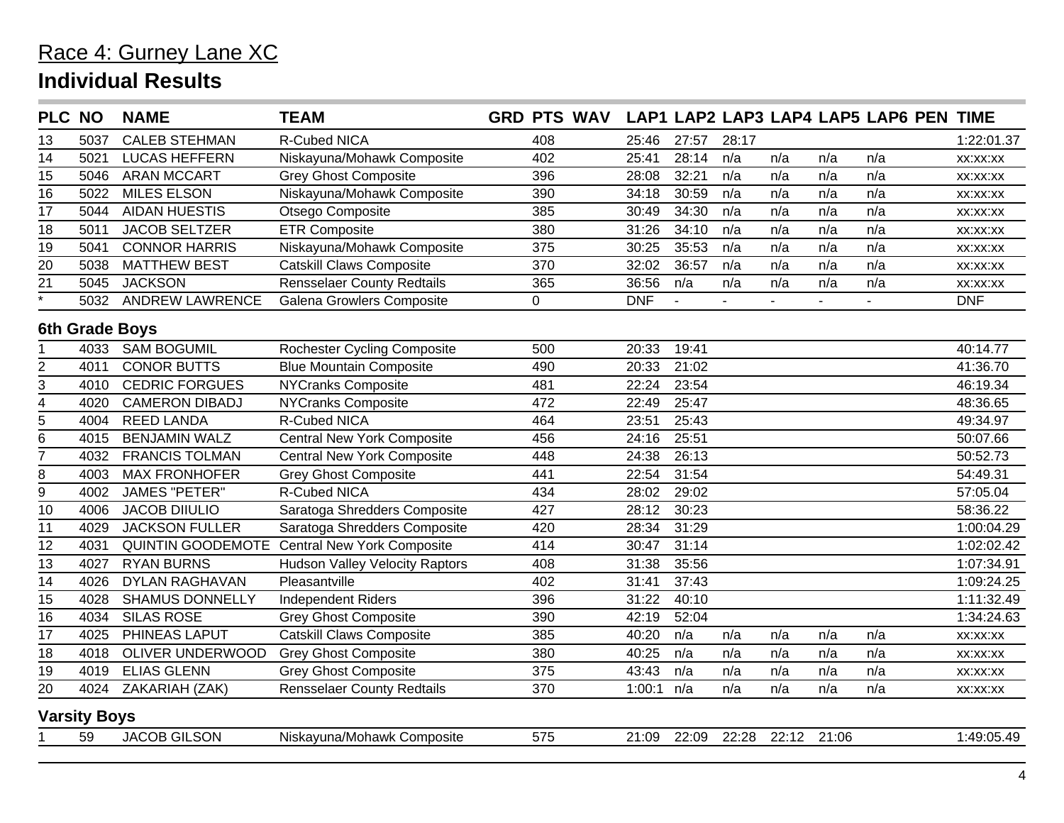# Race 4: Gurney Lane XC

## Individual Results

| PLC | NO | NAME | TEAM | GRD | PTS | WAV | LAP1 | LAP2 | LAP3 | LAP4 | LAP5 | LAP6 | PEN | TIME |
|---|---|---|---|---|---|---|---|---|---|---|---|---|---|---|
| 13 | 5037 | CALEB STEHMAN | R-Cubed NICA | | 408 | | 25:46 | 27:57 | 28:17 | | | | | 1:22:01.37 |
| 14 | 5021 | LUCAS HEFFERN | Niskayuna/Mohawk Composite | | 402 | | 25:41 | 28:14 | n/a | n/a | n/a | n/a | | xx:xx:xx |
| 15 | 5046 | ARAN MCCART | Grey Ghost Composite | | 396 | | 28:08 | 32:21 | n/a | n/a | n/a | n/a | | xx:xx:xx |
| 16 | 5022 | MILES ELSON | Niskayuna/Mohawk Composite | | 390 | | 34:18 | 30:59 | n/a | n/a | n/a | n/a | | xx:xx:xx |
| 17 | 5044 | AIDAN HUESTIS | Otsego Composite | | 385 | | 30:49 | 34:30 | n/a | n/a | n/a | n/a | | xx:xx:xx |
| 18 | 5011 | JACOB SELTZER | ETR Composite | | 380 | | 31:26 | 34:10 | n/a | n/a | n/a | n/a | | xx:xx:xx |
| 19 | 5041 | CONNOR HARRIS | Niskayuna/Mohawk Composite | | 375 | | 30:25 | 35:53 | n/a | n/a | n/a | n/a | | xx:xx:xx |
| 20 | 5038 | MATTHEW BEST | Catskill Claws Composite | | 370 | | 32:02 | 36:57 | n/a | n/a | n/a | n/a | | xx:xx:xx |
| 21 | 5045 | JACKSON | Rensselaer County Redtails | | 365 | | 36:56 | n/a | n/a | n/a | n/a | n/a | | xx:xx:xx |
| * | 5032 | ANDREW LAWRENCE | Galena Growlers Composite | | 0 | | DNF | - | - | - | - | - | | DNF |

### 6th Grade Boys

| PLC | NO | NAME | TEAM | GRD | PTS | WAV | LAP1 | LAP2 | LAP3 | LAP4 | LAP5 | LAP6 | PEN | TIME |
|---|---|---|---|---|---|---|---|---|---|---|---|---|---|---|
| 1 | 4033 | SAM BOGUMIL | Rochester Cycling Composite | | 500 | | 20:33 | 19:41 | | | | | | 40:14.77 |
| 2 | 4011 | CONOR BUTTS | Blue Mountain Composite | | 490 | | 20:33 | 21:02 | | | | | | 41:36.70 |
| 3 | 4010 | CEDRIC FORGUES | NYCranks Composite | | 481 | | 22:24 | 23:54 | | | | | | 46:19.34 |
| 4 | 4020 | CAMERON DIBADJ | NYCranks Composite | | 472 | | 22:49 | 25:47 | | | | | | 48:36.65 |
| 5 | 4004 | REED LANDA | R-Cubed NICA | | 464 | | 23:51 | 25:43 | | | | | | 49:34.97 |
| 6 | 4015 | BENJAMIN WALZ | Central New York Composite | | 456 | | 24:16 | 25:51 | | | | | | 50:07.66 |
| 7 | 4032 | FRANCIS TOLMAN | Central New York Composite | | 448 | | 24:38 | 26:13 | | | | | | 50:52.73 |
| 8 | 4003 | MAX FRONHOFER | Grey Ghost Composite | | 441 | | 22:54 | 31:54 | | | | | | 54:49.31 |
| 9 | 4002 | JAMES "PETER" | R-Cubed NICA | | 434 | | 28:02 | 29:02 | | | | | | 57:05.04 |
| 10 | 4006 | JACOB DIIULIO | Saratoga Shredders Composite | | 427 | | 28:12 | 30:23 | | | | | | 58:36.22 |
| 11 | 4029 | JACKSON FULLER | Saratoga Shredders Composite | | 420 | | 28:34 | 31:29 | | | | | | 1:00:04.29 |
| 12 | 4031 | QUINTIN GOODEMOTE | Central New York Composite | | 414 | | 30:47 | 31:14 | | | | | | 1:02:02.42 |
| 13 | 4027 | RYAN BURNS | Hudson Valley Velocity Raptors | | 408 | | 31:38 | 35:56 | | | | | | 1:07:34.91 |
| 14 | 4026 | DYLAN RAGHAVAN | Pleasantville | | 402 | | 31:41 | 37:43 | | | | | | 1:09:24.25 |
| 15 | 4028 | SHAMUS DONNELLY | Independent Riders | | 396 | | 31:22 | 40:10 | | | | | | 1:11:32.49 |
| 16 | 4034 | SILAS ROSE | Grey Ghost Composite | | 390 | | 42:19 | 52:04 | | | | | | 1:34:24.63 |
| 17 | 4025 | PHINEAS LAPUT | Catskill Claws Composite | | 385 | | 40:20 | n/a | n/a | n/a | n/a | n/a | | xx:xx:xx |
| 18 | 4018 | OLIVER UNDERWOOD | Grey Ghost Composite | | 380 | | 40:25 | n/a | n/a | n/a | n/a | n/a | | xx:xx:xx |
| 19 | 4019 | ELIAS GLENN | Grey Ghost Composite | | 375 | | 43:43 | n/a | n/a | n/a | n/a | n/a | | xx:xx:xx |
| 20 | 4024 | ZAKARIAH (ZAK) | Rensselaer County Redtails | | 370 | | 1:00:1 | n/a | n/a | n/a | n/a | n/a | | xx:xx:xx |

### Varsity Boys

| PLC | NO | NAME | TEAM | GRD | PTS | WAV | LAP1 | LAP2 | LAP3 | LAP4 | LAP5 | LAP6 | PEN | TIME |
|---|---|---|---|---|---|---|---|---|---|---|---|---|---|---|
| 1 | 59 | JACOB GILSON | Niskayuna/Mohawk Composite | | 575 | | 21:09 | 22:09 | 22:28 | 22:12 | 21:06 | | | 1:49:05.49 |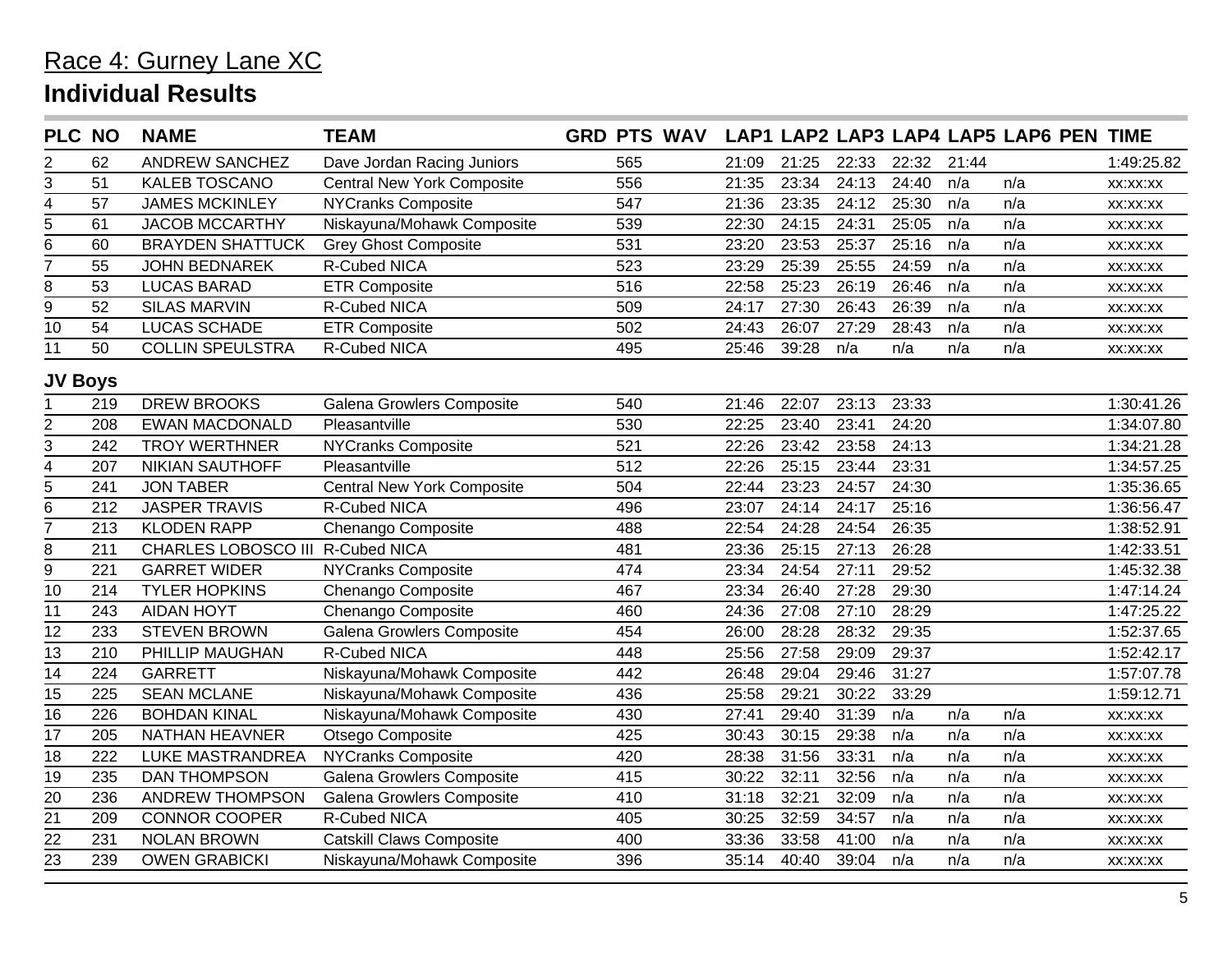# Race 4: Gurney Lane XC

## Individual Results

| PLC | NO | NAME | TEAM | GRD | PTS | WAV | LAP1 | LAP2 | LAP3 | LAP4 | LAP5 | LAP6 | PEN | TIME |
|---|---|---|---|---|---|---|---|---|---|---|---|---|---|---|
| 2 | 62 | ANDREW SANCHEZ | Dave Jordan Racing Juniors | | 565 | | 21:09 | 21:25 | 22:33 | 22:32 | 21:44 | | | 1:49:25.82 |
| 3 | 51 | KALEB TOSCANO | Central New York Composite | | 556 | | 21:35 | 23:34 | 24:13 | 24:40 | n/a | n/a | | xx:xx:xx |
| 4 | 57 | JAMES MCKINLEY | NYCranks Composite | | 547 | | 21:36 | 23:35 | 24:12 | 25:30 | n/a | n/a | | xx:xx:xx |
| 5 | 61 | JACOB MCCARTHY | Niskayuna/Mohawk Composite | | 539 | | 22:30 | 24:15 | 24:31 | 25:05 | n/a | n/a | | xx:xx:xx |
| 6 | 60 | BRAYDEN SHATTUCK | Grey Ghost Composite | | 531 | | 23:20 | 23:53 | 25:37 | 25:16 | n/a | n/a | | xx:xx:xx |
| 7 | 55 | JOHN BEDNAREK | R-Cubed NICA | | 523 | | 23:29 | 25:39 | 25:55 | 24:59 | n/a | n/a | | xx:xx:xx |
| 8 | 53 | LUCAS BARAD | ETR Composite | | 516 | | 22:58 | 25:23 | 26:19 | 26:46 | n/a | n/a | | xx:xx:xx |
| 9 | 52 | SILAS MARVIN | R-Cubed NICA | | 509 | | 24:17 | 27:30 | 26:43 | 26:39 | n/a | n/a | | xx:xx:xx |
| 10 | 54 | LUCAS SCHADE | ETR Composite | | 502 | | 24:43 | 26:07 | 27:29 | 28:43 | n/a | n/a | | xx:xx:xx |
| 11 | 50 | COLLIN SPEULSTRA | R-Cubed NICA | | 495 | | 25:46 | 39:28 | n/a | n/a | n/a | n/a | | xx:xx:xx |

### JV Boys

| PLC | NO | NAME | TEAM | GRD | PTS | WAV | LAP1 | LAP2 | LAP3 | LAP4 | LAP5 | LAP6 | PEN | TIME |
|---|---|---|---|---|---|---|---|---|---|---|---|---|---|---|
| 1 | 219 | DREW BROOKS | Galena Growlers Composite | | 540 | | 21:46 | 22:07 | 23:13 | 23:33 | | | | 1:30:41.26 |
| 2 | 208 | EWAN MACDONALD | Pleasantville | | 530 | | 22:25 | 23:40 | 23:41 | 24:20 | | | | 1:34:07.80 |
| 3 | 242 | TROY WERTHNER | NYCranks Composite | | 521 | | 22:26 | 23:42 | 23:58 | 24:13 | | | | 1:34:21.28 |
| 4 | 207 | NIKIAN SAUTHOFF | Pleasantville | | 512 | | 22:26 | 25:15 | 23:44 | 23:31 | | | | 1:34:57.25 |
| 5 | 241 | JON TABER | Central New York Composite | | 504 | | 22:44 | 23:23 | 24:57 | 24:30 | | | | 1:35:36.65 |
| 6 | 212 | JASPER TRAVIS | R-Cubed NICA | | 496 | | 23:07 | 24:14 | 24:17 | 25:16 | | | | 1:36:56.47 |
| 7 | 213 | KLODEN RAPP | Chenango Composite | | 488 | | 22:54 | 24:28 | 24:54 | 26:35 | | | | 1:38:52.91 |
| 8 | 211 | CHARLES LOBOSCO III | R-Cubed NICA | | 481 | | 23:36 | 25:15 | 27:13 | 26:28 | | | | 1:42:33.51 |
| 9 | 221 | GARRET WIDER | NYCranks Composite | | 474 | | 23:34 | 24:54 | 27:11 | 29:52 | | | | 1:45:32.38 |
| 10 | 214 | TYLER HOPKINS | Chenango Composite | | 467 | | 23:34 | 26:40 | 27:28 | 29:30 | | | | 1:47:14.24 |
| 11 | 243 | AIDAN HOYT | Chenango Composite | | 460 | | 24:36 | 27:08 | 27:10 | 28:29 | | | | 1:47:25.22 |
| 12 | 233 | STEVEN BROWN | Galena Growlers Composite | | 454 | | 26:00 | 28:28 | 28:32 | 29:35 | | | | 1:52:37.65 |
| 13 | 210 | PHILLIP MAUGHAN | R-Cubed NICA | | 448 | | 25:56 | 27:58 | 29:09 | 29:37 | | | | 1:52:42.17 |
| 14 | 224 | GARRETT | Niskayuna/Mohawk Composite | | 442 | | 26:48 | 29:04 | 29:46 | 31:27 | | | | 1:57:07.78 |
| 15 | 225 | SEAN MCLANE | Niskayuna/Mohawk Composite | | 436 | | 25:58 | 29:21 | 30:22 | 33:29 | | | | 1:59:12.71 |
| 16 | 226 | BOHDAN KINAL | Niskayuna/Mohawk Composite | | 430 | | 27:41 | 29:40 | 31:39 | n/a | n/a | n/a | | xx:xx:xx |
| 17 | 205 | NATHAN HEAVNER | Otsego Composite | | 425 | | 30:43 | 30:15 | 29:38 | n/a | n/a | n/a | | xx:xx:xx |
| 18 | 222 | LUKE MASTRANDREA | NYCranks Composite | | 420 | | 28:38 | 31:56 | 33:31 | n/a | n/a | n/a | | xx:xx:xx |
| 19 | 235 | DAN THOMPSON | Galena Growlers Composite | | 415 | | 30:22 | 32:11 | 32:56 | n/a | n/a | n/a | | xx:xx:xx |
| 20 | 236 | ANDREW THOMPSON | Galena Growlers Composite | | 410 | | 31:18 | 32:21 | 32:09 | n/a | n/a | n/a | | xx:xx:xx |
| 21 | 209 | CONNOR COOPER | R-Cubed NICA | | 405 | | 30:25 | 32:59 | 34:57 | n/a | n/a | n/a | | xx:xx:xx |
| 22 | 231 | NOLAN BROWN | Catskill Claws Composite | | 400 | | 33:36 | 33:58 | 41:00 | n/a | n/a | n/a | | xx:xx:xx |
| 23 | 239 | OWEN GRABICKI | Niskayuna/Mohawk Composite | | 396 | | 35:14 | 40:40 | 39:04 | n/a | n/a | n/a | | xx:xx:xx |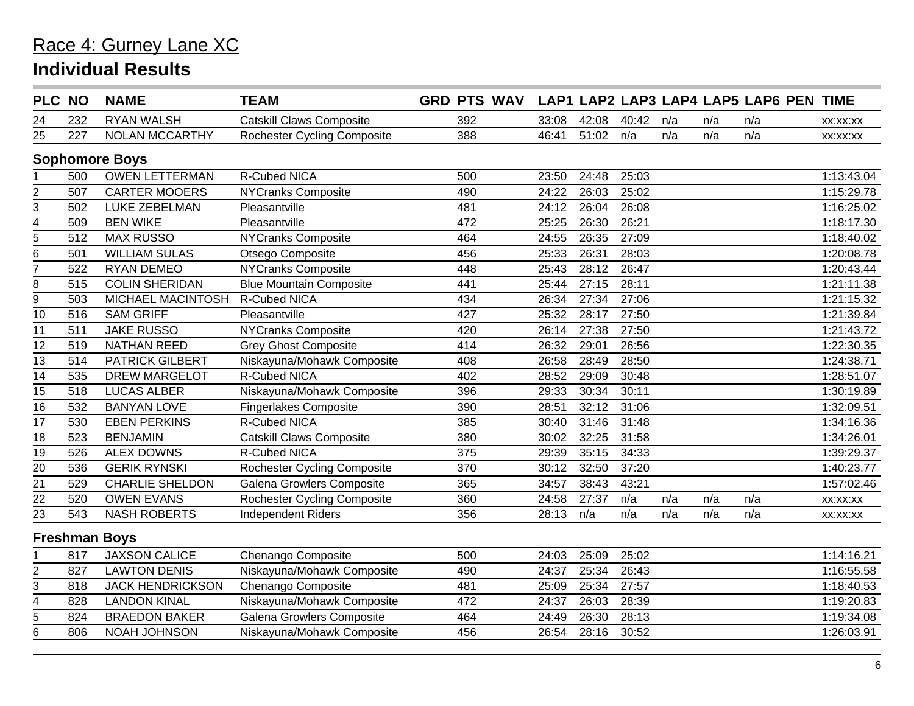# Race 4: Gurney Lane XC

## Individual Results

| PLC | NO | NAME | TEAM | GRD | PTS | WAV | LAP1 | LAP2 | LAP3 | LAP4 | LAP5 | LAP6 | PEN | TIME |
|---|---|---|---|---|---|---|---|---|---|---|---|---|---|---|
| 24 | 232 | RYAN WALSH | Catskill Claws Composite | | 392 | | 33:08 | 42:08 | 40:42 | n/a | n/a | n/a | | xx:xx:xx |
| 25 | 227 | NOLAN MCCARTHY | Rochester Cycling Composite | | 388 | | 46:41 | 51:02 | n/a | n/a | n/a | n/a | | xx:xx:xx |
| **Sophomore Boys** | | | | | | | | | | | | | | |
| 1 | 500 | OWEN LETTERMAN | R-Cubed NICA | | 500 | | 23:50 | 24:48 | 25:03 | | | | | 1:13:43.04 |
| 2 | 507 | CARTER MOOERS | NYCranks Composite | | 490 | | 24:22 | 26:03 | 25:02 | | | | | 1:15:29.78 |
| 3 | 502 | LUKE ZEBELMAN | Pleasantville | | 481 | | 24:12 | 26:04 | 26:08 | | | | | 1:16:25.02 |
| 4 | 509 | BEN WIKE | Pleasantville | | 472 | | 25:25 | 26:30 | 26:21 | | | | | 1:18:17.30 |
| 5 | 512 | MAX RUSSO | NYCranks Composite | | 464 | | 24:55 | 26:35 | 27:09 | | | | | 1:18:40.02 |
| 6 | 501 | WILLIAM SULAS | Otsego Composite | | 456 | | 25:33 | 26:31 | 28:03 | | | | | 1:20:08.78 |
| 7 | 522 | RYAN DEMEO | NYCranks Composite | | 448 | | 25:43 | 28:12 | 26:47 | | | | | 1:20:43.44 |
| 8 | 515 | COLIN SHERIDAN | Blue Mountain Composite | | 441 | | 25:44 | 27:15 | 28:11 | | | | | 1:21:11.38 |
| 9 | 503 | MICHAEL MACINTOSH | R-Cubed NICA | | 434 | | 26:34 | 27:34 | 27:06 | | | | | 1:21:15.32 |
| 10 | 516 | SAM GRIFF | Pleasantville | | 427 | | 25:32 | 28:17 | 27:50 | | | | | 1:21:39.84 |
| 11 | 511 | JAKE RUSSO | NYCranks Composite | | 420 | | 26:14 | 27:38 | 27:50 | | | | | 1:21:43.72 |
| 12 | 519 | NATHAN REED | Grey Ghost Composite | | 414 | | 26:32 | 29:01 | 26:56 | | | | | 1:22:30.35 |
| 13 | 514 | PATRICK GILBERT | Niskayuna/Mohawk Composite | | 408 | | 26:58 | 28:49 | 28:50 | | | | | 1:24:38.71 |
| 14 | 535 | DREW MARGELOT | R-Cubed NICA | | 402 | | 28:52 | 29:09 | 30:48 | | | | | 1:28:51.07 |
| 15 | 518 | LUCAS ALBER | Niskayuna/Mohawk Composite | | 396 | | 29:33 | 30:34 | 30:11 | | | | | 1:30:19.89 |
| 16 | 532 | BANYAN LOVE | Fingerlakes Composite | | 390 | | 28:51 | 32:12 | 31:06 | | | | | 1:32:09.51 |
| 17 | 530 | EBEN PERKINS | R-Cubed NICA | | 385 | | 30:40 | 31:46 | 31:48 | | | | | 1:34:16.36 |
| 18 | 523 | BENJAMIN | Catskill Claws Composite | | 380 | | 30:02 | 32:25 | 31:58 | | | | | 1:34:26.01 |
| 19 | 526 | ALEX DOWNS | R-Cubed NICA | | 375 | | 29:39 | 35:15 | 34:33 | | | | | 1:39:29.37 |
| 20 | 536 | GERIK RYNSKI | Rochester Cycling Composite | | 370 | | 30:12 | 32:50 | 37:20 | | | | | 1:40:23.77 |
| 21 | 529 | CHARLIE SHELDON | Galena Growlers Composite | | 365 | | 34:57 | 38:43 | 43:21 | | | | | 1:57:02.46 |
| 22 | 520 | OWEN EVANS | Rochester Cycling Composite | | 360 | | 24:58 | 27:37 | n/a | n/a | n/a | n/a | | xx:xx:xx |
| 23 | 543 | NASH ROBERTS | Independent Riders | | 356 | | 28:13 | n/a | n/a | n/a | n/a | n/a | | xx:xx:xx |
| **Freshman Boys** | | | | | | | | | | | | | | |
| 1 | 817 | JAXSON CALICE | Chenango Composite | | 500 | | 24:03 | 25:09 | 25:02 | | | | | 1:14:16.21 |
| 2 | 827 | LAWTON DENIS | Niskayuna/Mohawk Composite | | 490 | | 24:37 | 25:34 | 26:43 | | | | | 1:16:55.58 |
| 3 | 818 | JACK HENDRICKSON | Chenango Composite | | 481 | | 25:09 | 25:34 | 27:57 | | | | | 1:18:40.53 |
| 4 | 828 | LANDON KINAL | Niskayuna/Mohawk Composite | | 472 | | 24:37 | 26:03 | 28:39 | | | | | 1:19:20.83 |
| 5 | 824 | BRAEDON BAKER | Galena Growlers Composite | | 464 | | 24:49 | 26:30 | 28:13 | | | | | 1:19:34.08 |
| 6 | 806 | NOAH JOHNSON | Niskayuna/Mohawk Composite | | 456 | | 26:54 | 28:16 | 30:52 | | | | | 1:26:03.91 |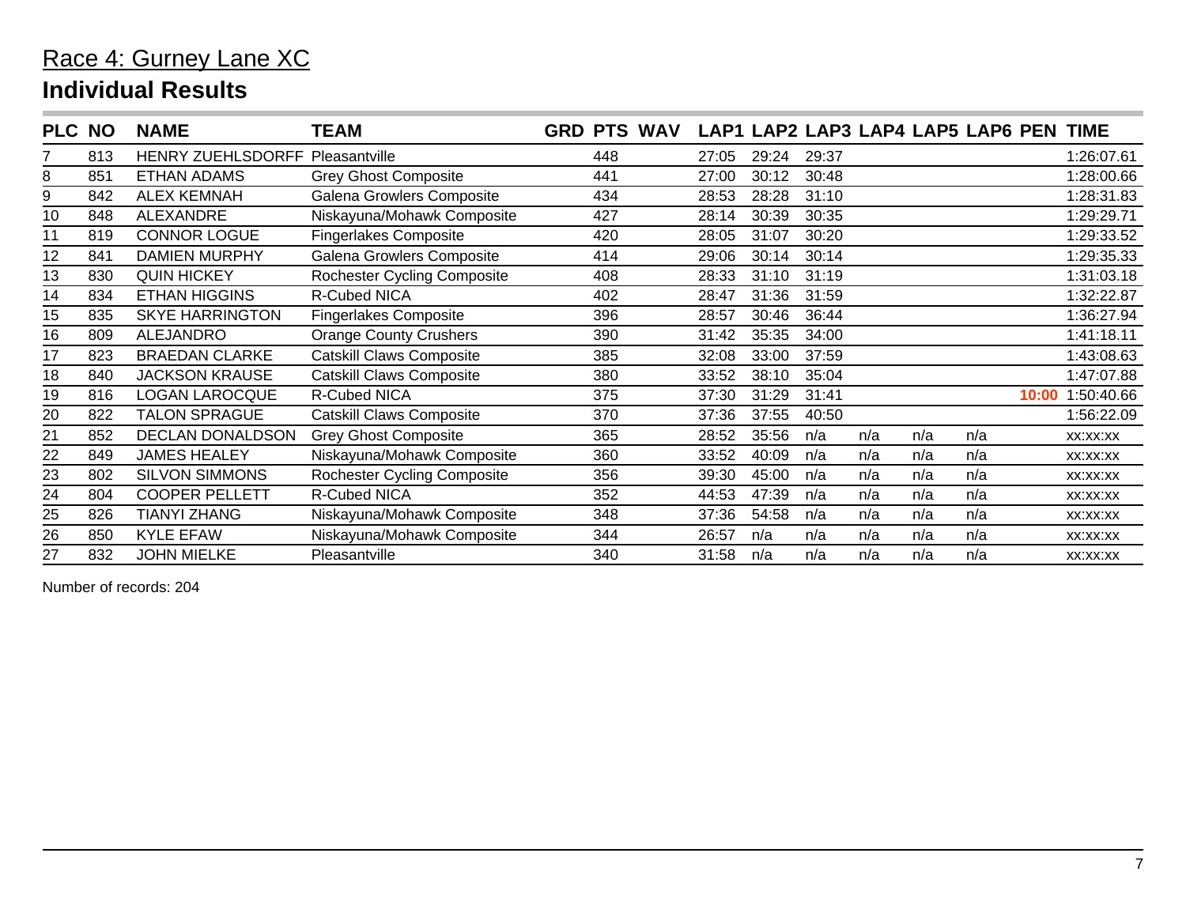# Race 4: Gurney Lane XC

## Individual Results

| PLC | NO | NAME | TEAM | GRD | PTS | WAV | LAP1 | LAP2 | LAP3 | LAP4 | LAP5 | LAP6 | PEN | TIME |
|---|---|---|---|---|---|---|---|---|---|---|---|---|---|---|
| 7 | 813 | HENRY ZUEHLSDORFF | Pleasantville | | 448 | | 27:05 | 29:24 | 29:37 | | | | | 1:26:07.61 |
| 8 | 851 | ETHAN ADAMS | Grey Ghost Composite | | 441 | | 27:00 | 30:12 | 30:48 | | | | | 1:28:00.66 |
| 9 | 842 | ALEX KEMNAH | Galena Growlers Composite | | 434 | | 28:53 | 28:28 | 31:10 | | | | | 1:28:31.83 |
| 10 | 848 | ALEXANDRE | Niskayuna/Mohawk Composite | | 427 | | 28:14 | 30:39 | 30:35 | | | | | 1:29:29.71 |
| 11 | 819 | CONNOR LOGUE | Fingerlakes Composite | | 420 | | 28:05 | 31:07 | 30:20 | | | | | 1:29:33.52 |
| 12 | 841 | DAMIEN MURPHY | Galena Growlers Composite | | 414 | | 29:06 | 30:14 | 30:14 | | | | | 1:29:35.33 |
| 13 | 830 | QUIN HICKEY | Rochester Cycling Composite | | 408 | | 28:33 | 31:10 | 31:19 | | | | | 1:31:03.18 |
| 14 | 834 | ETHAN HIGGINS | R-Cubed NICA | | 402 | | 28:47 | 31:36 | 31:59 | | | | | 1:32:22.87 |
| 15 | 835 | SKYE HARRINGTON | Fingerlakes Composite | | 396 | | 28:57 | 30:46 | 36:44 | | | | | 1:36:27.94 |
| 16 | 809 | ALEJANDRO | Orange County Crushers | | 390 | | 31:42 | 35:35 | 34:00 | | | | | 1:41:18.11 |
| 17 | 823 | BRAEDAN CLARKE | Catskill Claws Composite | | 385 | | 32:08 | 33:00 | 37:59 | | | | | 1:43:08.63 |
| 18 | 840 | JACKSON KRAUSE | Catskill Claws Composite | | 380 | | 33:52 | 38:10 | 35:04 | | | | | 1:47:07.88 |
| 19 | 816 | LOGAN LAROCQUE | R-Cubed NICA | | 375 | | 37:30 | 31:29 | 31:41 | | | | 10:00 | 1:50:40.66 |
| 20 | 822 | TALON SPRAGUE | Catskill Claws Composite | | 370 | | 37:36 | 37:55 | 40:50 | | | | | 1:56:22.09 |
| 21 | 852 | DECLAN DONALDSON | Grey Ghost Composite | | 365 | | 28:52 | 35:56 | n/a | n/a | n/a | n/a | | xx:xx:xx |
| 22 | 849 | JAMES HEALEY | Niskayuna/Mohawk Composite | | 360 | | 33:52 | 40:09 | n/a | n/a | n/a | n/a | | xx:xx:xx |
| 23 | 802 | SILVON SIMMONS | Rochester Cycling Composite | | 356 | | 39:30 | 45:00 | n/a | n/a | n/a | n/a | | xx:xx:xx |
| 24 | 804 | COOPER PELLETT | R-Cubed NICA | | 352 | | 44:53 | 47:39 | n/a | n/a | n/a | n/a | | xx:xx:xx |
| 25 | 826 | TIANYI ZHANG | Niskayuna/Mohawk Composite | | 348 | | 37:36 | 54:58 | n/a | n/a | n/a | n/a | | xx:xx:xx |
| 26 | 850 | KYLE EFAW | Niskayuna/Mohawk Composite | | 344 | | 26:57 | n/a | n/a | n/a | n/a | n/a | | xx:xx:xx |
| 27 | 832 | JOHN MIELKE | Pleasantville | | 340 | | 31:58 | n/a | n/a | n/a | n/a | n/a | | xx:xx:xx |

Number of records: 204